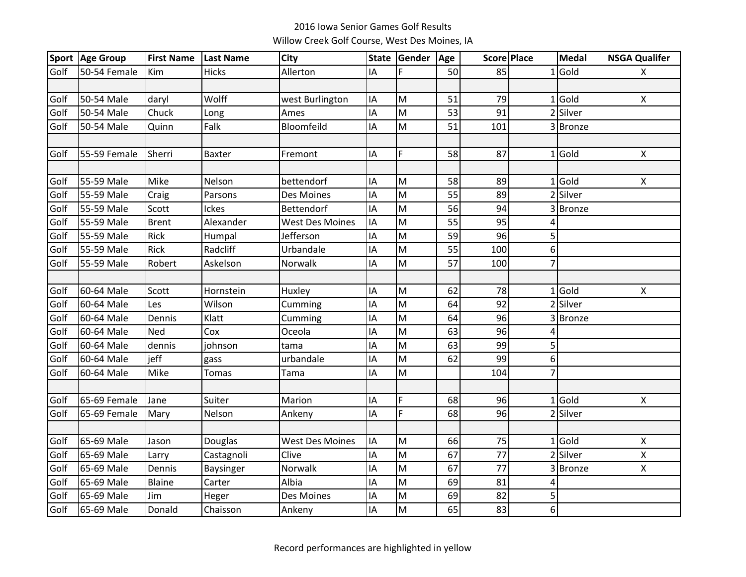2016 Iowa Senior Games Golf Results

Willow Creek Golf Course, West Des Moines, IA

| Sport | Age Group | First Name | Last Name | City | State | Gender | Age | Score | Place | Medal | NSGA Qualifer |
|---|---|---|---|---|---|---|---|---|---|---|---|
| Golf | 50-54 Female | Kim | Hicks | Allerton | IA | F | 50 | 85 | 1 | Gold | X |
| | | | | | | | | | | | |
| Golf | 50-54 Male | daryl | Wolff | west Burlington | IA | M | 51 | 79 | 1 | Gold | X |
| Golf | 50-54 Male | Chuck | Long | Ames | IA | M | 53 | 91 | 2 | Silver | |
| Golf | 50-54 Male | Quinn | Falk | Bloomfeild | IA | M | 51 | 101 | 3 | Bronze | |
| | | | | | | | | | | | |
| Golf | 55-59 Female | Sherri | Baxter | Fremont | IA | F | 58 | 87 | 1 | Gold | X |
| | | | | | | | | | | | |
| Golf | 55-59 Male | Mike | Nelson | bettendorf | IA | M | 58 | 89 | 1 | Gold | X |
| Golf | 55-59 Male | Craig | Parsons | Des Moines | IA | M | 55 | 89 | 2 | Silver | |
| Golf | 55-59 Male | Scott | Ickes | Bettendorf | IA | M | 56 | 94 | 3 | Bronze | |
| Golf | 55-59 Male | Brent | Alexander | West Des Moines | IA | M | 55 | 95 | 4 | | |
| Golf | 55-59 Male | Rick | Humpal | Jefferson | IA | M | 59 | 96 | 5 | | |
| Golf | 55-59 Male | Rick | Radcliff | Urbandale | IA | M | 55 | 100 | 6 | | |
| Golf | 55-59 Male | Robert | Askelson | Norwalk | IA | M | 57 | 100 | 7 | | |
| | | | | | | | | | | | |
| Golf | 60-64 Male | Scott | Hornstein | Huxley | IA | M | 62 | 78 | 1 | Gold | X |
| Golf | 60-64 Male | Les | Wilson | Cumming | IA | M | 64 | 92 | 2 | Silver | |
| Golf | 60-64 Male | Dennis | Klatt | Cumming | IA | M | 64 | 96 | 3 | Bronze | |
| Golf | 60-64 Male | Ned | Cox | Oceola | IA | M | 63 | 96 | 4 | | |
| Golf | 60-64 Male | dennis | johnson | tama | IA | M | 63 | 99 | 5 | | |
| Golf | 60-64 Male | jeff | gass | urbandale | IA | M | 62 | 99 | 6 | | |
| Golf | 60-64 Male | Mike | Tomas | Tama | IA | M | | 104 | 7 | | |
| | | | | | | | | | | | |
| Golf | 65-69 Female | Jane | Suiter | Marion | IA | F | 68 | 96 | 1 | Gold | X |
| Golf | 65-69 Female | Mary | Nelson | Ankeny | IA | F | 68 | 96 | 2 | Silver | |
| | | | | | | | | | | | |
| Golf | 65-69 Male | Jason | Douglas | West Des Moines | IA | M | 66 | 75 | 1 | Gold | X |
| Golf | 65-69 Male | Larry | Castagnoli | Clive | IA | M | 67 | 77 | 2 | Silver | X |
| Golf | 65-69 Male | Dennis | Baysinger | Norwalk | IA | M | 67 | 77 | 3 | Bronze | X |
| Golf | 65-69 Male | Blaine | Carter | Albia | IA | M | 69 | 81 | 4 | | |
| Golf | 65-69 Male | Jim | Heger | Des Moines | IA | M | 69 | 82 | 5 | | |
| Golf | 65-69 Male | Donald | Chaisson | Ankeny | IA | M | 65 | 83 | 6 | | |

Record performances are highlighted in yellow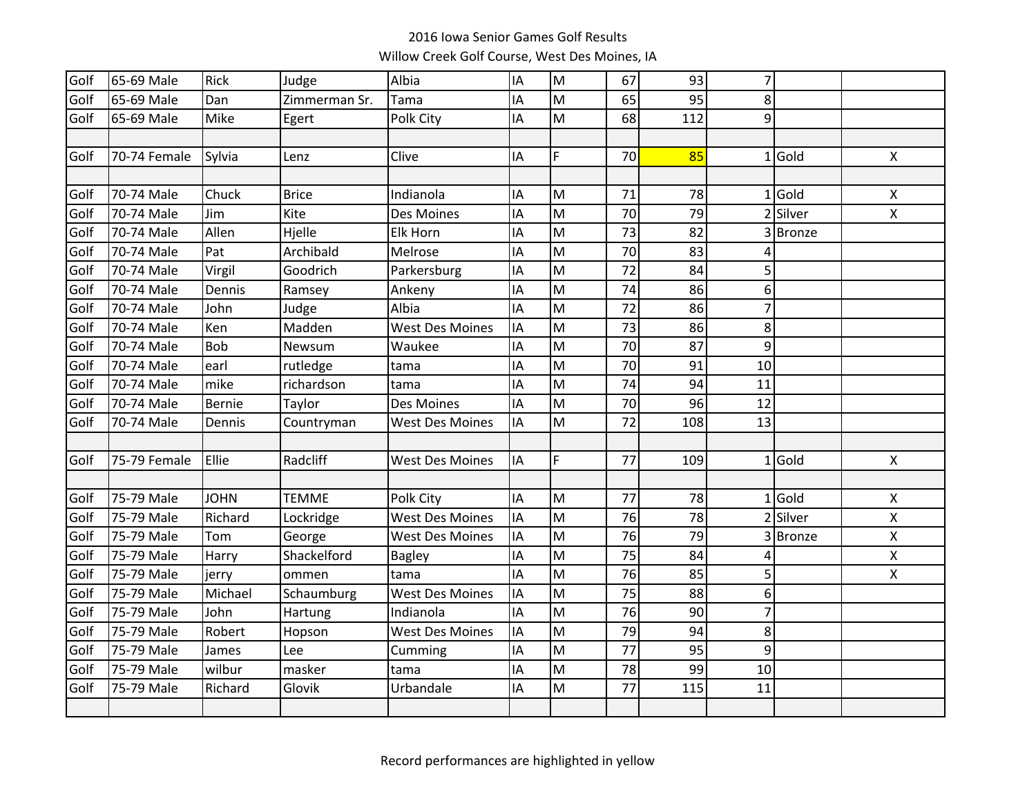2016 Iowa Senior Games Golf Results

Willow Creek Golf Course, West Des Moines, IA

| | | | | | | | | | | | |
|---|---|---|---|---|---|---|---|---|---|---|---|
| Golf | 65-69 Male | Rick | Judge | Albia | IA | M | 67 | 93 | 7 | | |
| Golf | 65-69 Male | Dan | Zimmerman Sr. | Tama | IA | M | 65 | 95 | 8 | | |
| Golf | 65-69 Male | Mike | Egert | Polk City | IA | M | 68 | 112 | 9 | | |
| | | | | | | | | | | | |
| Golf | 70-74 Female | Sylvia | Lenz | Clive | IA | F | 70 | 85 | 1 | Gold | X |
| | | | | | | | | | | | |
| Golf | 70-74 Male | Chuck | Brice | Indianola | IA | M | 71 | 78 | 1 | Gold | X |
| Golf | 70-74 Male | Jim | Kite | Des Moines | IA | M | 70 | 79 | 2 | Silver | X |
| Golf | 70-74 Male | Allen | Hjelle | Elk Horn | IA | M | 73 | 82 | 3 | Bronze | |
| Golf | 70-74 Male | Pat | Archibald | Melrose | IA | M | 70 | 83 | 4 | | |
| Golf | 70-74 Male | Virgil | Goodrich | Parkersburg | IA | M | 72 | 84 | 5 | | |
| Golf | 70-74 Male | Dennis | Ramsey | Ankeny | IA | M | 74 | 86 | 6 | | |
| Golf | 70-74 Male | John | Judge | Albia | IA | M | 72 | 86 | 7 | | |
| Golf | 70-74 Male | Ken | Madden | West Des Moines | IA | M | 73 | 86 | 8 | | |
| Golf | 70-74 Male | Bob | Newsum | Waukee | IA | M | 70 | 87 | 9 | | |
| Golf | 70-74 Male | earl | rutledge | tama | IA | M | 70 | 91 | 10 | | |
| Golf | 70-74 Male | mike | richardson | tama | IA | M | 74 | 94 | 11 | | |
| Golf | 70-74 Male | Bernie | Taylor | Des Moines | IA | M | 70 | 96 | 12 | | |
| Golf | 70-74 Male | Dennis | Countryman | West Des Moines | IA | M | 72 | 108 | 13 | | |
| | | | | | | | | | | | |
| Golf | 75-79 Female | Ellie | Radcliff | West Des Moines | IA | F | 77 | 109 | 1 | Gold | X |
| | | | | | | | | | | | |
| Golf | 75-79 Male | JOHN | TEMME | Polk City | IA | M | 77 | 78 | 1 | Gold | X |
| Golf | 75-79 Male | Richard | Lockridge | West Des Moines | IA | M | 76 | 78 | 2 | Silver | X |
| Golf | 75-79 Male | Tom | George | West Des Moines | IA | M | 76 | 79 | 3 | Bronze | X |
| Golf | 75-79 Male | Harry | Shackelford | Bagley | IA | M | 75 | 84 | 4 | | X |
| Golf | 75-79 Male | jerry | ommen | tama | IA | M | 76 | 85 | 5 | | X |
| Golf | 75-79 Male | Michael | Schaumburg | West Des Moines | IA | M | 75 | 88 | 6 | | |
| Golf | 75-79 Male | John | Hartung | Indianola | IA | M | 76 | 90 | 7 | | |
| Golf | 75-79 Male | Robert | Hopson | West Des Moines | IA | M | 79 | 94 | 8 | | |
| Golf | 75-79 Male | James | Lee | Cumming | IA | M | 77 | 95 | 9 | | |
| Golf | 75-79 Male | wilbur | masker | tama | IA | M | 78 | 99 | 10 | | |
| Golf | 75-79 Male | Richard | Glovik | Urbandale | IA | M | 77 | 115 | 11 | | |
| | | | | | | | | | | | |

Record performances are highlighted in yellow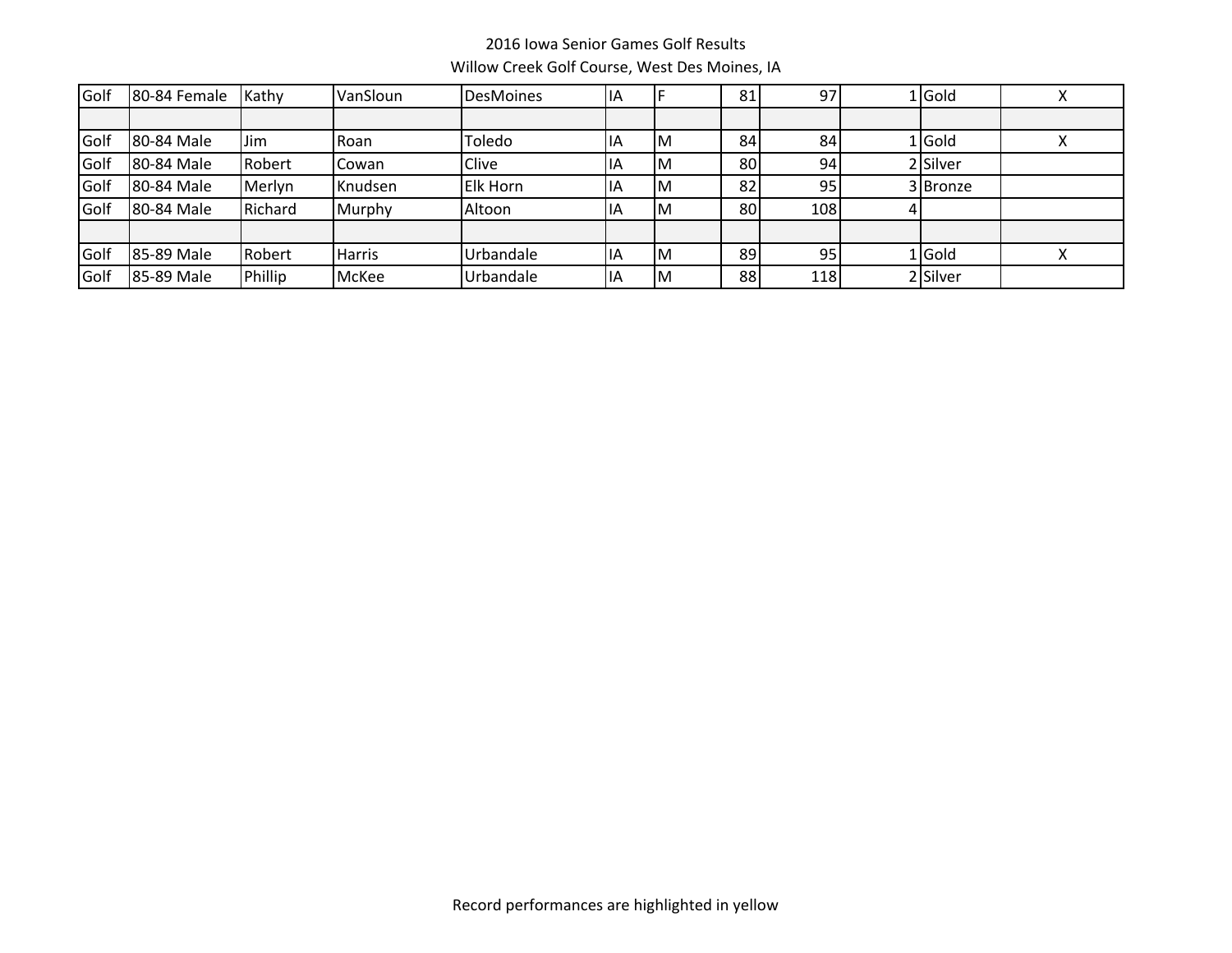2016 Iowa Senior Games Golf Results

Willow Creek Golf Course, West Des Moines, IA

| | | | | | | | | | | | |
|---|---|---|---|---|---|---|---|---|---|---|---|
| Golf | 80-84 Female | Kathy | VanSloun | DesMoines | IA | F | 81 | 97 | 1 | Gold | X |
| | | | | | | | | | | | |
| Golf | 80-84 Male | Jim | Roan | Toledo | IA | M | 84 | 84 | 1 | Gold | X |
| Golf | 80-84 Male | Robert | Cowan | Clive | IA | M | 80 | 94 | 2 | Silver | |
| Golf | 80-84 Male | Merlyn | Knudsen | Elk Horn | IA | M | 82 | 95 | 3 | Bronze | |
| Golf | 80-84 Male | Richard | Murphy | Altoon | IA | M | 80 | 108 | 4 | | |
| | | | | | | | | | | | |
| Golf | 85-89 Male | Robert | Harris | Urbandale | IA | M | 89 | 95 | 1 | Gold | X |
| Golf | 85-89 Male | Phillip | McKee | Urbandale | IA | M | 88 | 118 | 2 | Silver | |

Record performances are highlighted in yellow